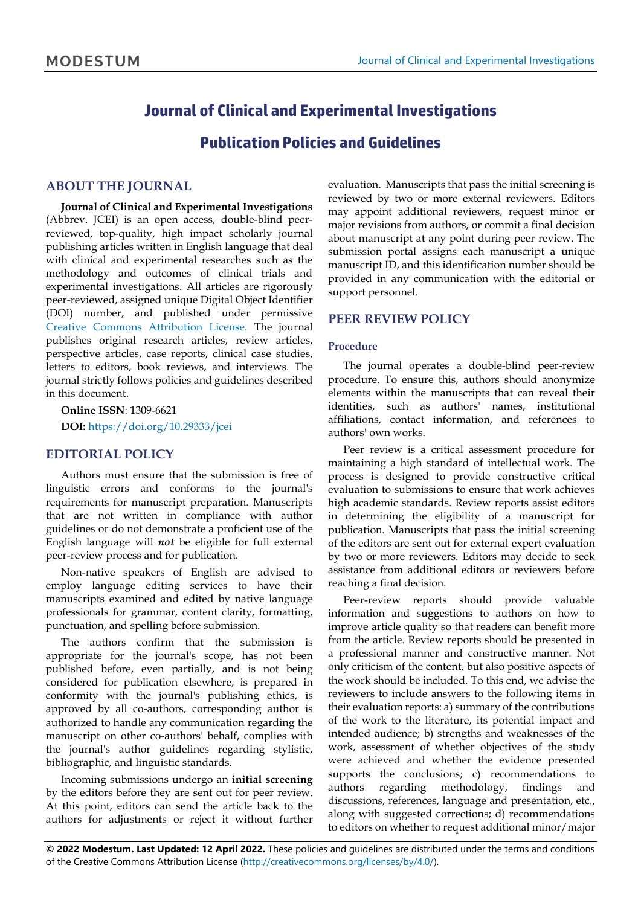# Journal of Clinical and Experimental Investigations

# Publication Policies and Guidelines

## ABOUT THE JOURNAL

**Journal of Clinical and Experimental Investigations** (Abbrev. JCEI) is an open access, double-blind peer-reviewed, top-quality, high impact scholarly journal publishing articles written in English language that deal with clinical and experimental researches such as the methodology and outcomes of clinical trials and experimental investigations. All articles are rigorously peer-reviewed, assigned unique Digital Object Identifier (DOI) number, and published under permissive Creative Commons Attribution License. The journal publishes original research articles, review articles, perspective articles, case reports, clinical case studies, letters to editors, book reviews, and interviews. The journal strictly follows policies and guidelines described in this document.

**Online ISSN**: 1309-6621

**DOI:** https://doi.org/10.29333/jcei

## EDITORIAL POLICY

Authors must ensure that the submission is free of linguistic errors and conforms to the journal's requirements for manuscript preparation. Manuscripts that are not written in compliance with author guidelines or do not demonstrate a proficient use of the English language will ***not*** be eligible for full external peer-review process and for publication.

Non-native speakers of English are advised to employ language editing services to have their manuscripts examined and edited by native language professionals for grammar, content clarity, formatting, punctuation, and spelling before submission.

The authors confirm that the submission is appropriate for the journal's scope, has not been published before, even partially, and is not being considered for publication elsewhere, is prepared in conformity with the journal's publishing ethics, is approved by all co-authors, corresponding author is authorized to handle any communication regarding the manuscript on other co-authors' behalf, complies with the journal's author guidelines regarding stylistic, bibliographic, and linguistic standards.

Incoming submissions undergo an **initial screening** by the editors before they are sent out for peer review. At this point, editors can send the article back to the authors for adjustments or reject it without further evaluation. Manuscripts that pass the initial screening is reviewed by two or more external reviewers. Editors may appoint additional reviewers, request minor or major revisions from authors, or commit a final decision about manuscript at any point during peer review. The submission portal assigns each manuscript a unique manuscript ID, and this identification number should be provided in any communication with the editorial or support personnel.

## PEER REVIEW POLICY

### Procedure

The journal operates a double-blind peer-review procedure. To ensure this, authors should anonymize elements within the manuscripts that can reveal their identities, such as authors' names, institutional affiliations, contact information, and references to authors' own works.

Peer review is a critical assessment procedure for maintaining a high standard of intellectual work. The process is designed to provide constructive critical evaluation to submissions to ensure that work achieves high academic standards. Review reports assist editors in determining the eligibility of a manuscript for publication. Manuscripts that pass the initial screening of the editors are sent out for external expert evaluation by two or more reviewers. Editors may decide to seek assistance from additional editors or reviewers before reaching a final decision.

Peer-review reports should provide valuable information and suggestions to authors on how to improve article quality so that readers can benefit more from the article. Review reports should be presented in a professional manner and constructive manner. Not only criticism of the content, but also positive aspects of the work should be included. To this end, we advise the reviewers to include answers to the following items in their evaluation reports: a) summary of the contributions of the work to the literature, its potential impact and intended audience; b) strengths and weaknesses of the work, assessment of whether objectives of the study were achieved and whether the evidence presented supports the conclusions; c) recommendations to authors regarding methodology, findings and discussions, references, language and presentation, etc., along with suggested corrections; d) recommendations to editors on whether to request additional minor/major

**© 2022 Modestum. Last Updated: 12 April 2022.** These policies and guidelines are distributed under the terms and conditions of the Creative Commons Attribution License (http://creativecommons.org/licenses/by/4.0/).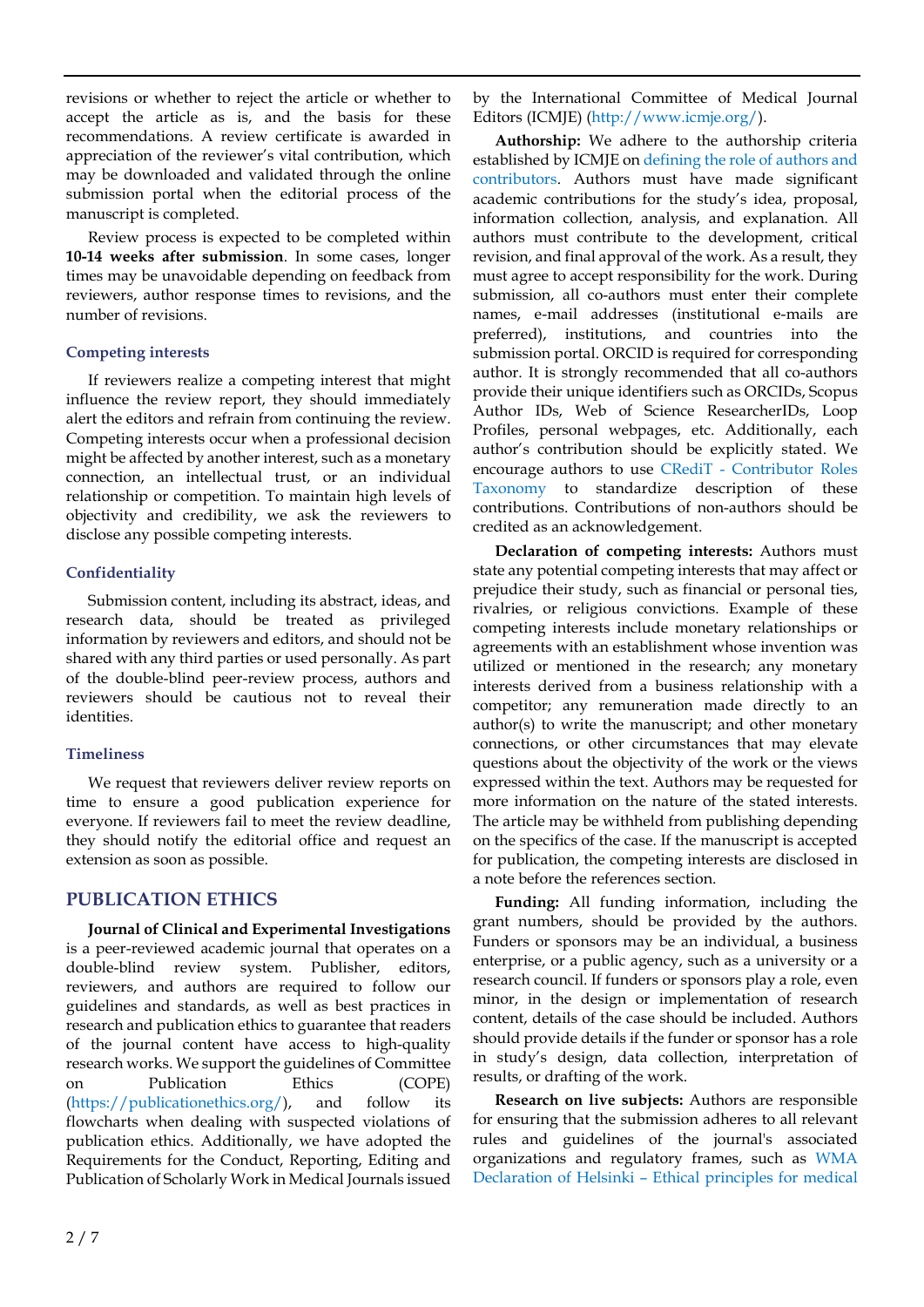revisions or whether to reject the article or whether to accept the article as is, and the basis for these recommendations. A review certificate is awarded in appreciation of the reviewer's vital contribution, which may be downloaded and validated through the online submission portal when the editorial process of the manuscript is completed.

Review process is expected to be completed within **10-14 weeks after submission**. In some cases, longer times may be unavoidable depending on feedback from reviewers, author response times to revisions, and the number of revisions.

### Competing interests

If reviewers realize a competing interest that might influence the review report, they should immediately alert the editors and refrain from continuing the review. Competing interests occur when a professional decision might be affected by another interest, such as a monetary connection, an intellectual trust, or an individual relationship or competition. To maintain high levels of objectivity and credibility, we ask the reviewers to disclose any possible competing interests.

### Confidentiality

Submission content, including its abstract, ideas, and research data, should be treated as privileged information by reviewers and editors, and should not be shared with any third parties or used personally. As part of the double-blind peer-review process, authors and reviewers should be cautious not to reveal their identities.

### Timeliness

We request that reviewers deliver review reports on time to ensure a good publication experience for everyone. If reviewers fail to meet the review deadline, they should notify the editorial office and request an extension as soon as possible.

## PUBLICATION ETHICS

**Journal of Clinical and Experimental Investigations** is a peer-reviewed academic journal that operates on a double-blind review system. Publisher, editors, reviewers, and authors are required to follow our guidelines and standards, as well as best practices in research and publication ethics to guarantee that readers of the journal content have access to high-quality research works. We support the guidelines of Committee on Publication Ethics (COPE) (https://publicationethics.org/), and follow its flowcharts when dealing with suspected violations of publication ethics. Additionally, we have adopted the Requirements for the Conduct, Reporting, Editing and Publication of Scholarly Work in Medical Journals issued by the International Committee of Medical Journal Editors (ICMJE) (http://www.icmje.org/).

**Authorship:** We adhere to the authorship criteria established by ICMJE on defining the role of authors and contributors. Authors must have made significant academic contributions for the study's idea, proposal, information collection, analysis, and explanation. All authors must contribute to the development, critical revision, and final approval of the work. As a result, they must agree to accept responsibility for the work. During submission, all co-authors must enter their complete names, e-mail addresses (institutional e-mails are preferred), institutions, and countries into the submission portal. ORCID is required for corresponding author. It is strongly recommended that all co-authors provide their unique identifiers such as ORCIDs, Scopus Author IDs, Web of Science ResearcherIDs, Loop Profiles, personal webpages, etc. Additionally, each author's contribution should be explicitly stated. We encourage authors to use CRediT - Contributor Roles Taxonomy to standardize description of these contributions. Contributions of non-authors should be credited as an acknowledgement.

**Declaration of competing interests:** Authors must state any potential competing interests that may affect or prejudice their study, such as financial or personal ties, rivalries, or religious convictions. Example of these competing interests include monetary relationships or agreements with an establishment whose invention was utilized or mentioned in the research; any monetary interests derived from a business relationship with a competitor; any remuneration made directly to an author(s) to write the manuscript; and other monetary connections, or other circumstances that may elevate questions about the objectivity of the work or the views expressed within the text. Authors may be requested for more information on the nature of the stated interests. The article may be withheld from publishing depending on the specifics of the case. If the manuscript is accepted for publication, the competing interests are disclosed in a note before the references section.

**Funding:** All funding information, including the grant numbers, should be provided by the authors. Funders or sponsors may be an individual, a business enterprise, or a public agency, such as a university or a research council. If funders or sponsors play a role, even minor, in the design or implementation of research content, details of the case should be included. Authors should provide details if the funder or sponsor has a role in study's design, data collection, interpretation of results, or drafting of the work.

**Research on live subjects:** Authors are responsible for ensuring that the submission adheres to all relevant rules and guidelines of the journal's associated organizations and regulatory frames, such as WMA Declaration of Helsinki – Ethical principles for medical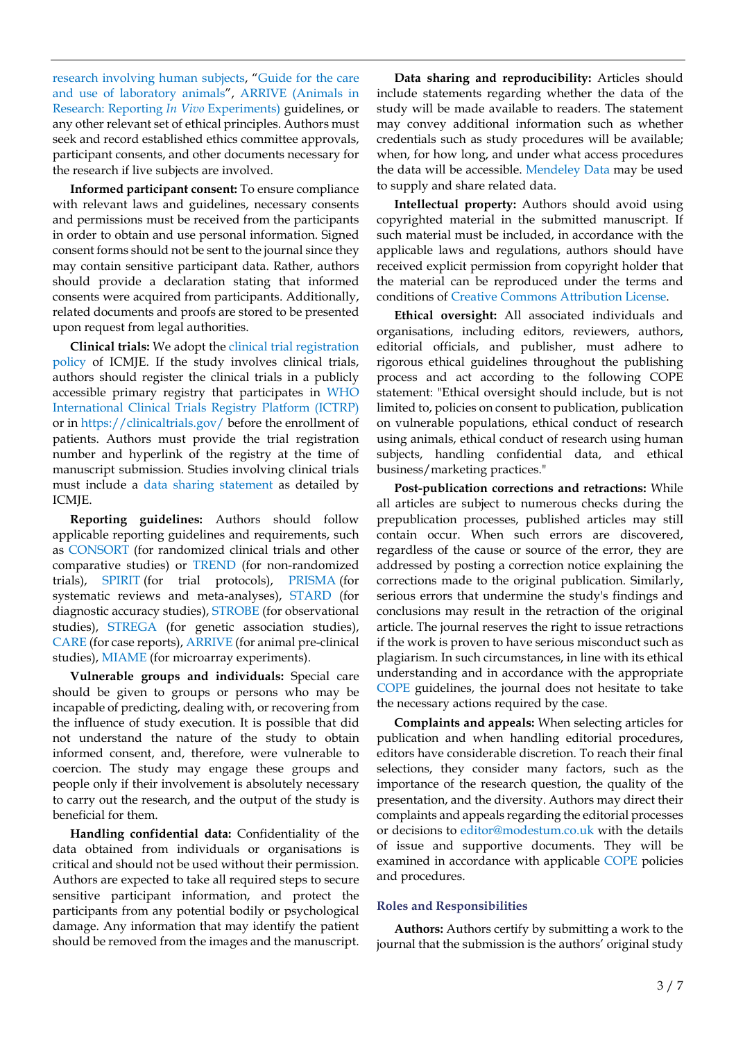research involving human subjects, "Guide for the care and use of laboratory animals", ARRIVE (Animals in Research: Reporting *In Vivo* Experiments) guidelines, or any other relevant set of ethical principles. Authors must seek and record established ethics committee approvals, participant consents, and other documents necessary for the research if live subjects are involved.

**Informed participant consent:** To ensure compliance with relevant laws and guidelines, necessary consents and permissions must be received from the participants in order to obtain and use personal information. Signed consent forms should not be sent to the journal since they may contain sensitive participant data. Rather, authors should provide a declaration stating that informed consents were acquired from participants. Additionally, related documents and proofs are stored to be presented upon request from legal authorities.

**Clinical trials:** We adopt the clinical trial registration policy of ICMJE. If the study involves clinical trials, authors should register the clinical trials in a publicly accessible primary registry that participates in WHO International Clinical Trials Registry Platform (ICTRP) or in https://clinicaltrials.gov/ before the enrollment of patients. Authors must provide the trial registration number and hyperlink of the registry at the time of manuscript submission. Studies involving clinical trials must include a data sharing statement as detailed by ICMJE.

**Reporting guidelines:** Authors should follow applicable reporting guidelines and requirements, such as CONSORT (for randomized clinical trials and other comparative studies) or TREND (for non-randomized trials), SPIRIT (for trial protocols), PRISMA (for systematic reviews and meta-analyses), STARD (for diagnostic accuracy studies), STROBE (for observational studies), STREGA (for genetic association studies), CARE (for case reports), ARRIVE (for animal pre-clinical studies), MIAME (for microarray experiments).

**Vulnerable groups and individuals:** Special care should be given to groups or persons who may be incapable of predicting, dealing with, or recovering from the influence of study execution. It is possible that did not understand the nature of the study to obtain informed consent, and, therefore, were vulnerable to coercion. The study may engage these groups and people only if their involvement is absolutely necessary to carry out the research, and the output of the study is beneficial for them.

**Handling confidential data:** Confidentiality of the data obtained from individuals or organisations is critical and should not be used without their permission. Authors are expected to take all required steps to secure sensitive participant information, and protect the participants from any potential bodily or psychological damage. Any information that may identify the patient should be removed from the images and the manuscript.

**Data sharing and reproducibility:** Articles should include statements regarding whether the data of the study will be made available to readers. The statement may convey additional information such as whether credentials such as study procedures will be available; when, for how long, and under what access procedures the data will be accessible. Mendeley Data may be used to supply and share related data.

**Intellectual property:** Authors should avoid using copyrighted material in the submitted manuscript. If such material must be included, in accordance with the applicable laws and regulations, authors should have received explicit permission from copyright holder that the material can be reproduced under the terms and conditions of Creative Commons Attribution License.

**Ethical oversight:** All associated individuals and organisations, including editors, reviewers, authors, editorial officials, and publisher, must adhere to rigorous ethical guidelines throughout the publishing process and act according to the following COPE statement: "Ethical oversight should include, but is not limited to, policies on consent to publication, publication on vulnerable populations, ethical conduct of research using animals, ethical conduct of research using human subjects, handling confidential data, and ethical business/marketing practices."

**Post-publication corrections and retractions:** While all articles are subject to numerous checks during the prepublication processes, published articles may still contain occur. When such errors are discovered, regardless of the cause or source of the error, they are addressed by posting a correction notice explaining the corrections made to the original publication. Similarly, serious errors that undermine the study's findings and conclusions may result in the retraction of the original article. The journal reserves the right to issue retractions if the work is proven to have serious misconduct such as plagiarism. In such circumstances, in line with its ethical understanding and in accordance with the appropriate COPE guidelines, the journal does not hesitate to take the necessary actions required by the case.

**Complaints and appeals:** When selecting articles for publication and when handling editorial procedures, editors have considerable discretion. To reach their final selections, they consider many factors, such as the importance of the research question, the quality of the presentation, and the diversity. Authors may direct their complaints and appeals regarding the editorial processes or decisions to editor@modestum.co.uk with the details of issue and supportive documents. They will be examined in accordance with applicable COPE policies and procedures.

## Roles and Responsibilities

**Authors:** Authors certify by submitting a work to the journal that the submission is the authors' original study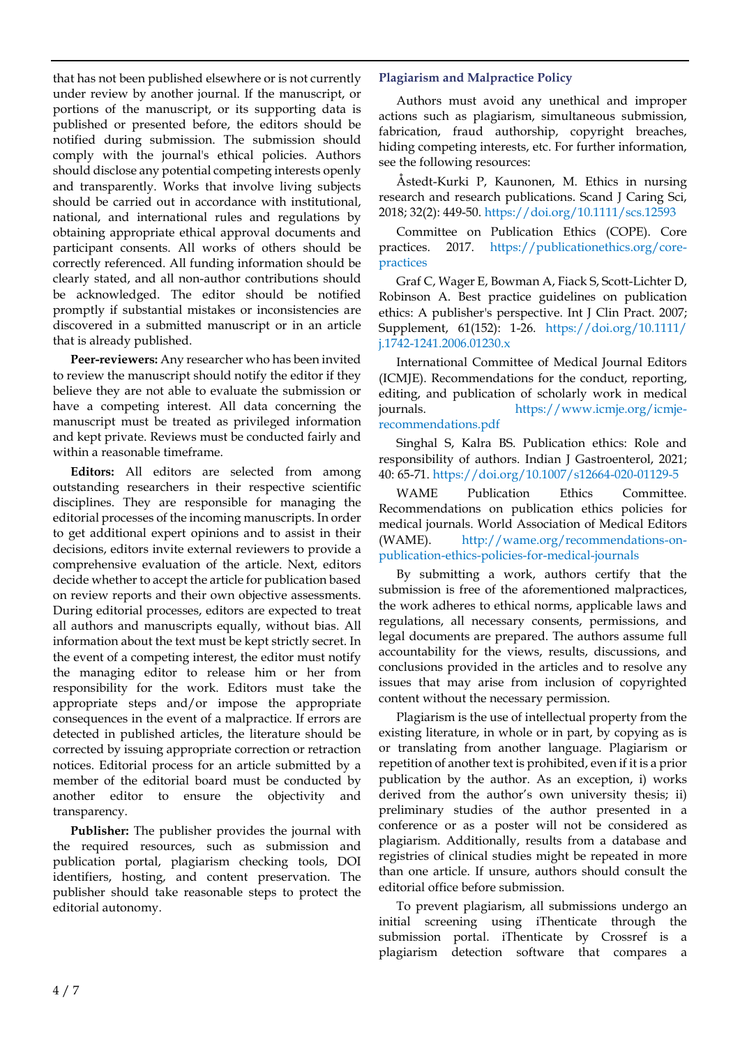that has not been published elsewhere or is not currently under review by another journal. If the manuscript, or portions of the manuscript, or its supporting data is published or presented before, the editors should be notified during submission. The submission should comply with the journal's ethical policies. Authors should disclose any potential competing interests openly and transparently. Works that involve living subjects should be carried out in accordance with institutional, national, and international rules and regulations by obtaining appropriate ethical approval documents and participant consents. All works of others should be correctly referenced. All funding information should be clearly stated, and all non-author contributions should be acknowledged. The editor should be notified promptly if substantial mistakes or inconsistencies are discovered in a submitted manuscript or in an article that is already published.

**Peer-reviewers:** Any researcher who has been invited to review the manuscript should notify the editor if they believe they are not able to evaluate the submission or have a competing interest. All data concerning the manuscript must be treated as privileged information and kept private. Reviews must be conducted fairly and within a reasonable timeframe.

**Editors:** All editors are selected from among outstanding researchers in their respective scientific disciplines. They are responsible for managing the editorial processes of the incoming manuscripts. In order to get additional expert opinions and to assist in their decisions, editors invite external reviewers to provide a comprehensive evaluation of the article. Next, editors decide whether to accept the article for publication based on review reports and their own objective assessments. During editorial processes, editors are expected to treat all authors and manuscripts equally, without bias. All information about the text must be kept strictly secret. In the event of a competing interest, the editor must notify the managing editor to release him or her from responsibility for the work. Editors must take the appropriate steps and/or impose the appropriate consequences in the event of a malpractice. If errors are detected in published articles, the literature should be corrected by issuing appropriate correction or retraction notices. Editorial process for an article submitted by a member of the editorial board must be conducted by another editor to ensure the objectivity and transparency.

**Publisher:** The publisher provides the journal with the required resources, such as submission and publication portal, plagiarism checking tools, DOI identifiers, hosting, and content preservation. The publisher should take reasonable steps to protect the editorial autonomy.

## Plagiarism and Malpractice Policy

Authors must avoid any unethical and improper actions such as plagiarism, simultaneous submission, fabrication, fraud authorship, copyright breaches, hiding competing interests, etc. For further information, see the following resources:

Åstedt-Kurki P, Kaunonen, M. Ethics in nursing research and research publications. Scand J Caring Sci, 2018; 32(2): 449-50. https://doi.org/10.1111/scs.12593

Committee on Publication Ethics (COPE). Core practices. 2017. https://publicationethics.org/core-practices

Graf C, Wager E, Bowman A, Fiack S, Scott-Lichter D, Robinson A. Best practice guidelines on publication ethics: A publisher's perspective. Int J Clin Pract. 2007; Supplement, 61(152): 1-26. https://doi.org/10.1111/j.1742-1241.2006.01230.x

International Committee of Medical Journal Editors (ICMJE). Recommendations for the conduct, reporting, editing, and publication of scholarly work in medical journals. https://www.icmje.org/icmje-recommendations.pdf

Singhal S, Kalra BS. Publication ethics: Role and responsibility of authors. Indian J Gastroenterol, 2021; 40: 65-71. https://doi.org/10.1007/s12664-020-01129-5

WAME Publication Ethics Committee. Recommendations on publication ethics policies for medical journals. World Association of Medical Editors (WAME). http://wame.org/recommendations-on-publication-ethics-policies-for-medical-journals

By submitting a work, authors certify that the submission is free of the aforementioned malpractices, the work adheres to ethical norms, applicable laws and regulations, all necessary consents, permissions, and legal documents are prepared. The authors assume full accountability for the views, results, discussions, and conclusions provided in the articles and to resolve any issues that may arise from inclusion of copyrighted content without the necessary permission.

Plagiarism is the use of intellectual property from the existing literature, in whole or in part, by copying as is or translating from another language. Plagiarism or repetition of another text is prohibited, even if it is a prior publication by the author. As an exception, i) works derived from the author's own university thesis; ii) preliminary studies of the author presented in a conference or as a poster will not be considered as plagiarism. Additionally, results from a database and registries of clinical studies might be repeated in more than one article. If unsure, authors should consult the editorial office before submission.

To prevent plagiarism, all submissions undergo an initial screening using iThenticate through the submission portal. iThenticate by Crossref is a plagiarism detection software that compares a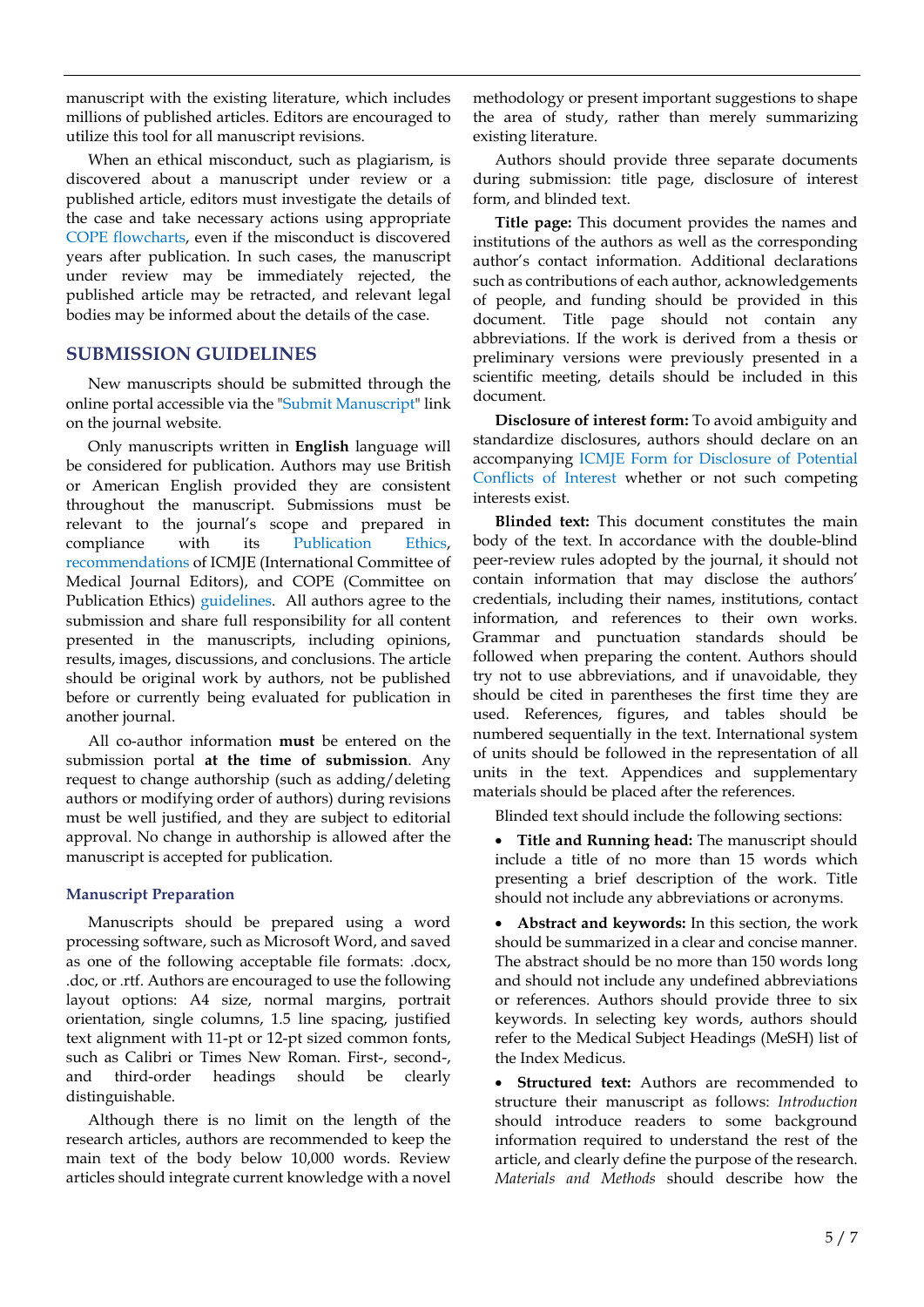manuscript with the existing literature, which includes millions of published articles. Editors are encouraged to utilize this tool for all manuscript revisions.

When an ethical misconduct, such as plagiarism, is discovered about a manuscript under review or a published article, editors must investigate the details of the case and take necessary actions using appropriate COPE flowcharts, even if the misconduct is discovered years after publication. In such cases, the manuscript under review may be immediately rejected, the published article may be retracted, and relevant legal bodies may be informed about the details of the case.

## SUBMISSION GUIDELINES

New manuscripts should be submitted through the online portal accessible via the "Submit Manuscript" link on the journal website.

Only manuscripts written in **English** language will be considered for publication. Authors may use British or American English provided they are consistent throughout the manuscript. Submissions must be relevant to the journal's scope and prepared in compliance with its Publication Ethics, recommendations of ICMJE (International Committee of Medical Journal Editors), and COPE (Committee on Publication Ethics) guidelines. All authors agree to the submission and share full responsibility for all content presented in the manuscripts, including opinions, results, images, discussions, and conclusions. The article should be original work by authors, not be published before or currently being evaluated for publication in another journal.

All co-author information **must** be entered on the submission portal **at the time of submission**. Any request to change authorship (such as adding/deleting authors or modifying order of authors) during revisions must be well justified, and they are subject to editorial approval. No change in authorship is allowed after the manuscript is accepted for publication.

### Manuscript Preparation

Manuscripts should be prepared using a word processing software, such as Microsoft Word, and saved as one of the following acceptable file formats: .docx, .doc, or .rtf. Authors are encouraged to use the following layout options: A4 size, normal margins, portrait orientation, single columns, 1.5 line spacing, justified text alignment with 11-pt or 12-pt sized common fonts, such as Calibri or Times New Roman. First-, second-, and third-order headings should be clearly distinguishable.

Although there is no limit on the length of the research articles, authors are recommended to keep the main text of the body below 10,000 words. Review articles should integrate current knowledge with a novel methodology or present important suggestions to shape the area of study, rather than merely summarizing existing literature.

Authors should provide three separate documents during submission: title page, disclosure of interest form, and blinded text.

**Title page:** This document provides the names and institutions of the authors as well as the corresponding author's contact information. Additional declarations such as contributions of each author, acknowledgements of people, and funding should be provided in this document. Title page should not contain any abbreviations. If the work is derived from a thesis or preliminary versions were previously presented in a scientific meeting, details should be included in this document.

**Disclosure of interest form:** To avoid ambiguity and standardize disclosures, authors should declare on an accompanying ICMJE Form for Disclosure of Potential Conflicts of Interest whether or not such competing interests exist.

**Blinded text:** This document constitutes the main body of the text. In accordance with the double-blind peer-review rules adopted by the journal, it should not contain information that may disclose the authors' credentials, including their names, institutions, contact information, and references to their own works. Grammar and punctuation standards should be followed when preparing the content. Authors should try not to use abbreviations, and if unavoidable, they should be cited in parentheses the first time they are used. References, figures, and tables should be numbered sequentially in the text. International system of units should be followed in the representation of all units in the text. Appendices and supplementary materials should be placed after the references.

Blinded text should include the following sections:

- **Title and Running head:** The manuscript should include a title of no more than 15 words which presenting a brief description of the work. Title should not include any abbreviations or acronyms.
- **Abstract and keywords:** In this section, the work should be summarized in a clear and concise manner. The abstract should be no more than 150 words long and should not include any undefined abbreviations or references. Authors should provide three to six keywords. In selecting key words, authors should refer to the Medical Subject Headings (MeSH) list of the Index Medicus.
- **Structured text:** Authors are recommended to structure their manuscript as follows: *Introduction* should introduce readers to some background information required to understand the rest of the article, and clearly define the purpose of the research. *Materials and Methods* should describe how the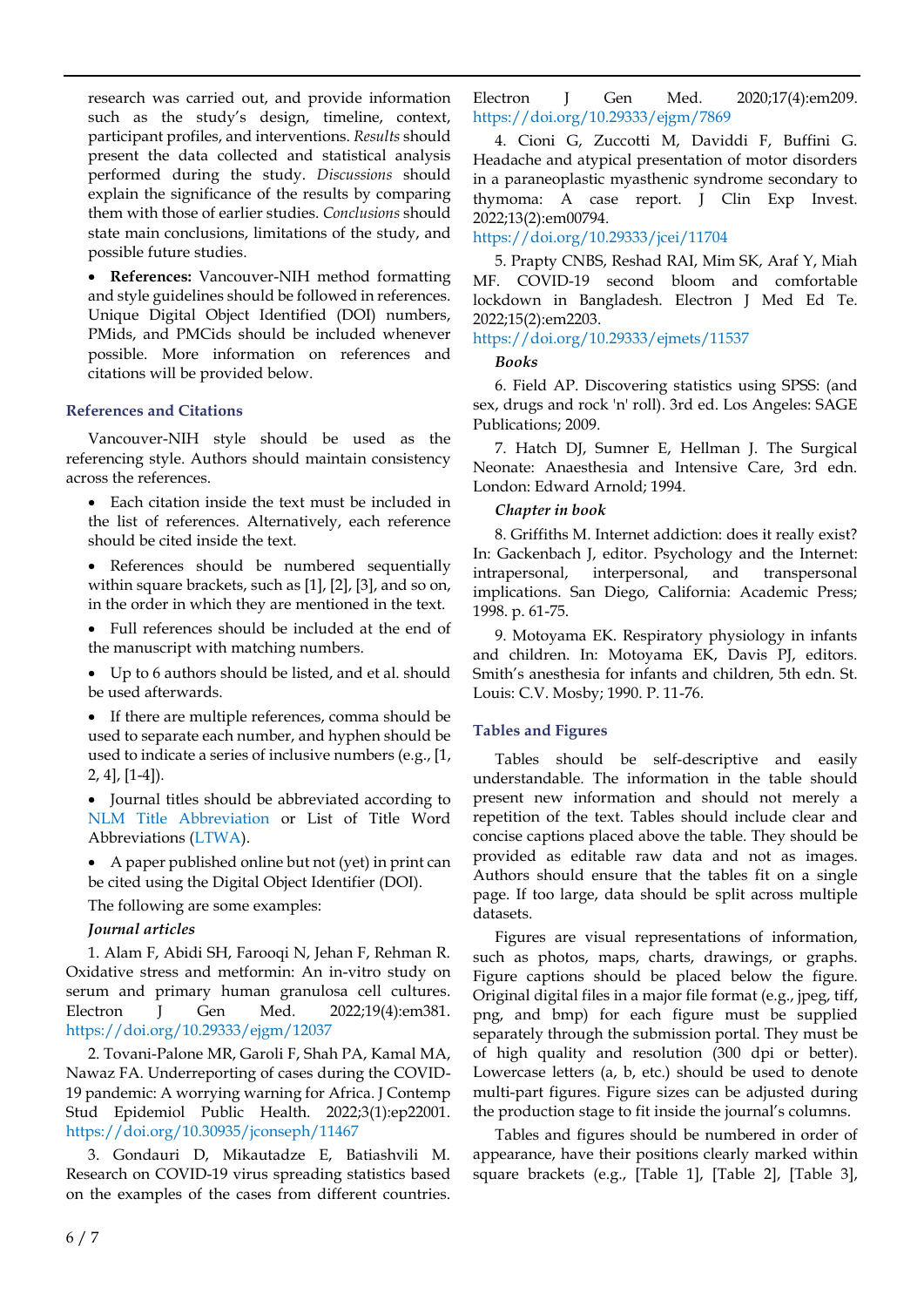research was carried out, and provide information such as the study's design, timeline, context, participant profiles, and interventions. *Results* should present the data collected and statistical analysis performed during the study. *Discussions* should explain the significance of the results by comparing them with those of earlier studies. *Conclusions* should state main conclusions, limitations of the study, and possible future studies.

- **References:** Vancouver-NIH method formatting and style guidelines should be followed in references. Unique Digital Object Identified (DOI) numbers, PMids, and PMCids should be included whenever possible. More information on references and citations will be provided below.

### References and Citations

Vancouver-NIH style should be used as the referencing style. Authors should maintain consistency across the references.

- Each citation inside the text must be included in the list of references. Alternatively, each reference should be cited inside the text.
- References should be numbered sequentially within square brackets, such as [1], [2], [3], and so on, in the order in which they are mentioned in the text.
- Full references should be included at the end of the manuscript with matching numbers.
- Up to 6 authors should be listed, and et al. should be used afterwards.
- If there are multiple references, comma should be used to separate each number, and hyphen should be used to indicate a series of inclusive numbers (e.g., [1, 2, 4], [1-4]).
- Journal titles should be abbreviated according to NLM Title Abbreviation or List of Title Word Abbreviations (LTWA).
- A paper published online but not (yet) in print can be cited using the Digital Object Identifier (DOI).

The following are some examples:

***Journal articles***

1. Alam F, Abidi SH, Farooqi N, Jehan F, Rehman R. Oxidative stress and metformin: An in-vitro study on serum and primary human granulosa cell cultures. Electron J Gen Med. 2022;19(4):em381. https://doi.org/10.29333/ejgm/12037

2. Tovani-Palone MR, Garoli F, Shah PA, Kamal MA, Nawaz FA. Underreporting of cases during the COVID-19 pandemic: A worrying warning for Africa. J Contemp Stud Epidemiol Public Health. 2022;3(1):ep22001. https://doi.org/10.30935/jconseph/11467

3. Gondauri D, Mikautadze E, Batiashvili M. Research on COVID-19 virus spreading statistics based on the examples of the cases from different countries. Electron J Gen Med. 2020;17(4):em209. https://doi.org/10.29333/ejgm/7869

4. Cioni G, Zuccotti M, Daviddi F, Buffini G. Headache and atypical presentation of motor disorders in a paraneoplastic myasthenic syndrome secondary to thymoma: A case report. J Clin Exp Invest. 2022;13(2):em00794. https://doi.org/10.29333/jcei/11704

5. Prapty CNBS, Reshad RAI, Mim SK, Araf Y, Miah MF. COVID-19 second bloom and comfortable lockdown in Bangladesh. Electron J Med Ed Te. 2022;15(2):em2203. https://doi.org/10.29333/ejmets/11537

***Books***

6. Field AP. Discovering statistics using SPSS: (and sex, drugs and rock 'n' roll). 3rd ed. Los Angeles: SAGE Publications; 2009.

7. Hatch DJ, Sumner E, Hellman J. The Surgical Neonate: Anaesthesia and Intensive Care, 3rd edn. London: Edward Arnold; 1994.

***Chapter in book***

8. Griffiths M. Internet addiction: does it really exist? In: Gackenbach J, editor. Psychology and the Internet: intrapersonal, interpersonal, and transpersonal implications. San Diego, California: Academic Press; 1998. p. 61-75.

9. Motoyama EK. Respiratory physiology in infants and children. In: Motoyama EK, Davis PJ, editors. Smith's anesthesia for infants and children, 5th edn. St. Louis: C.V. Mosby; 1990. P. 11-76.

### Tables and Figures

Tables should be self-descriptive and easily understandable. The information in the table should present new information and should not merely a repetition of the text. Tables should include clear and concise captions placed above the table. They should be provided as editable raw data and not as images. Authors should ensure that the tables fit on a single page. If too large, data should be split across multiple datasets.

Figures are visual representations of information, such as photos, maps, charts, drawings, or graphs. Figure captions should be placed below the figure. Original digital files in a major file format (e.g., jpeg, tiff, png, and bmp) for each figure must be supplied separately through the submission portal. They must be of high quality and resolution (300 dpi or better). Lowercase letters (a, b, etc.) should be used to denote multi-part figures. Figure sizes can be adjusted during the production stage to fit inside the journal's columns.

Tables and figures should be numbered in order of appearance, have their positions clearly marked within square brackets (e.g., [Table 1], [Table 2], [Table 3],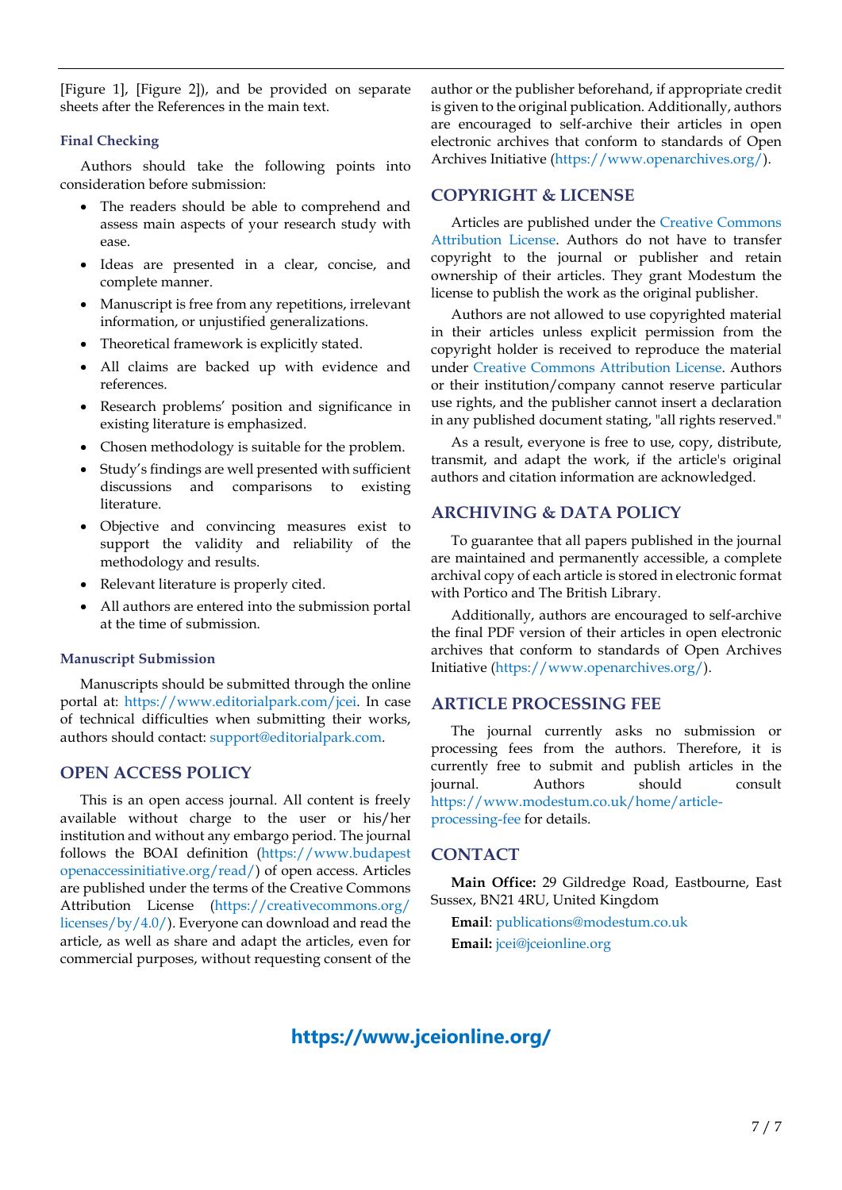[Figure 1], [Figure 2]), and be provided on separate sheets after the References in the main text.

### Final Checking

Authors should take the following points into consideration before submission:

- The readers should be able to comprehend and assess main aspects of your research study with ease.
- Ideas are presented in a clear, concise, and complete manner.
- Manuscript is free from any repetitions, irrelevant information, or unjustified generalizations.
- Theoretical framework is explicitly stated.
- All claims are backed up with evidence and references.
- Research problems' position and significance in existing literature is emphasized.
- Chosen methodology is suitable for the problem.
- Study's findings are well presented with sufficient discussions and comparisons to existing literature.
- Objective and convincing measures exist to support the validity and reliability of the methodology and results.
- Relevant literature is properly cited.
- All authors are entered into the submission portal at the time of submission.

### Manuscript Submission

Manuscripts should be submitted through the online portal at: https://www.editorialpark.com/jcei. In case of technical difficulties when submitting their works, authors should contact: support@editorialpark.com.

## OPEN ACCESS POLICY

This is an open access journal. All content is freely available without charge to the user or his/her institution and without any embargo period. The journal follows the BOAI definition (https://www.budapestopenaccessinitiative.org/read/) of open access. Articles are published under the terms of the Creative Commons Attribution License (https://creativecommons.org/licenses/by/4.0/). Everyone can download and read the article, as well as share and adapt the articles, even for commercial purposes, without requesting consent of the author or the publisher beforehand, if appropriate credit is given to the original publication. Additionally, authors are encouraged to self-archive their articles in open electronic archives that conform to standards of Open Archives Initiative (https://www.openarchives.org/).

## COPYRIGHT & LICENSE

Articles are published under the Creative Commons Attribution License. Authors do not have to transfer copyright to the journal or publisher and retain ownership of their articles. They grant Modestum the license to publish the work as the original publisher.

Authors are not allowed to use copyrighted material in their articles unless explicit permission from the copyright holder is received to reproduce the material under Creative Commons Attribution License. Authors or their institution/company cannot reserve particular use rights, and the publisher cannot insert a declaration in any published document stating, "all rights reserved."

As a result, everyone is free to use, copy, distribute, transmit, and adapt the work, if the article's original authors and citation information are acknowledged.

## ARCHIVING & DATA POLICY

To guarantee that all papers published in the journal are maintained and permanently accessible, a complete archival copy of each article is stored in electronic format with Portico and The British Library.

Additionally, authors are encouraged to self-archive the final PDF version of their articles in open electronic archives that conform to standards of Open Archives Initiative (https://www.openarchives.org/).

## ARTICLE PROCESSING FEE

The journal currently asks no submission or processing fees from the authors. Therefore, it is currently free to submit and publish articles in the journal. Authors should consult https://www.modestum.co.uk/home/article-processing-fee for details.

## CONTACT

**Main Office:** 29 Gildredge Road, Eastbourne, East Sussex, BN21 4RU, United Kingdom

**Email**: publications@modestum.co.uk

**Email:** jcei@jceionline.org

**https://www.jceionline.org/**